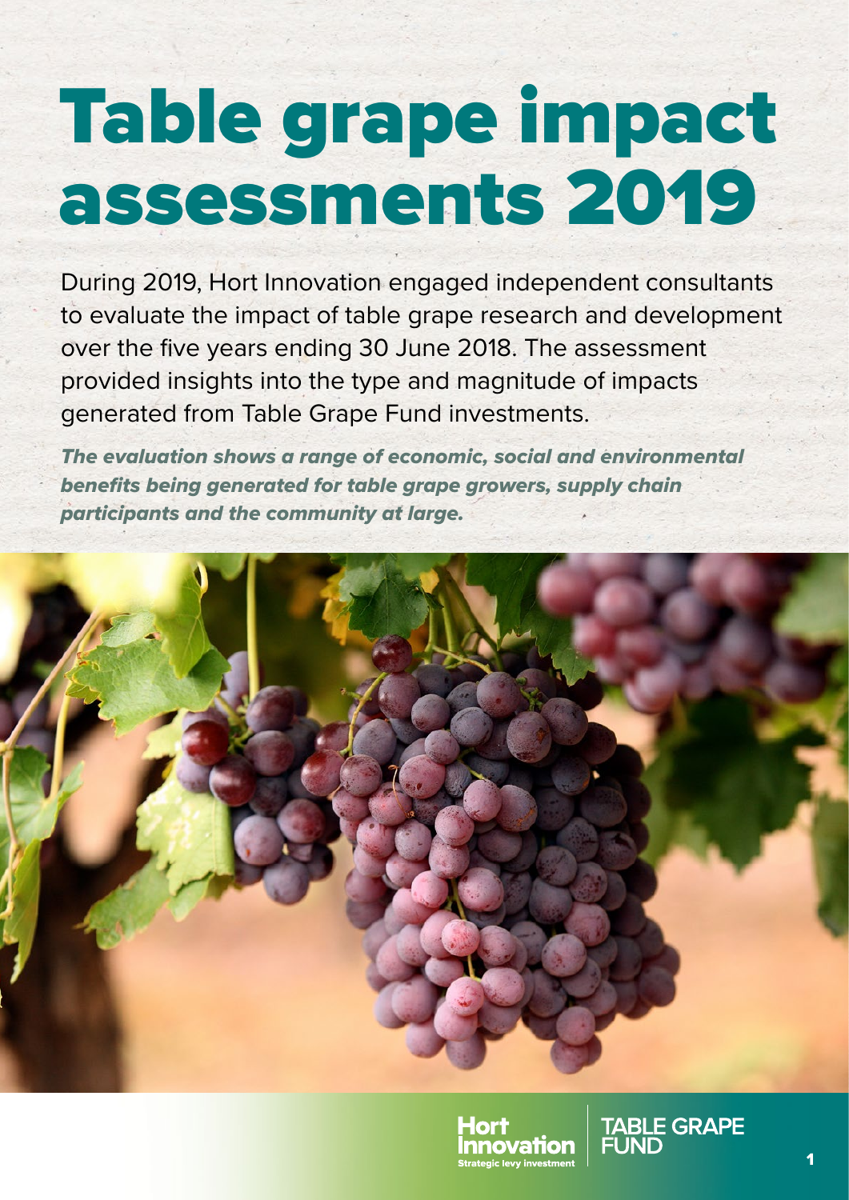# Table grape impact assessments 2019

During 2019, Hort Innovation engaged independent consultants to evaluate the impact of table grape research and development over the five years ending 30 June 2018. The assessment provided insights into the type and magnitude of impacts generated from Table Grape Fund investments.

***The evaluation shows a range of economic, social and environmental benefits being generated for table grape growers, supply chain participants and the community at large.***

Hort Innovation
Strategic levy investment

TABLE GRAPE FUND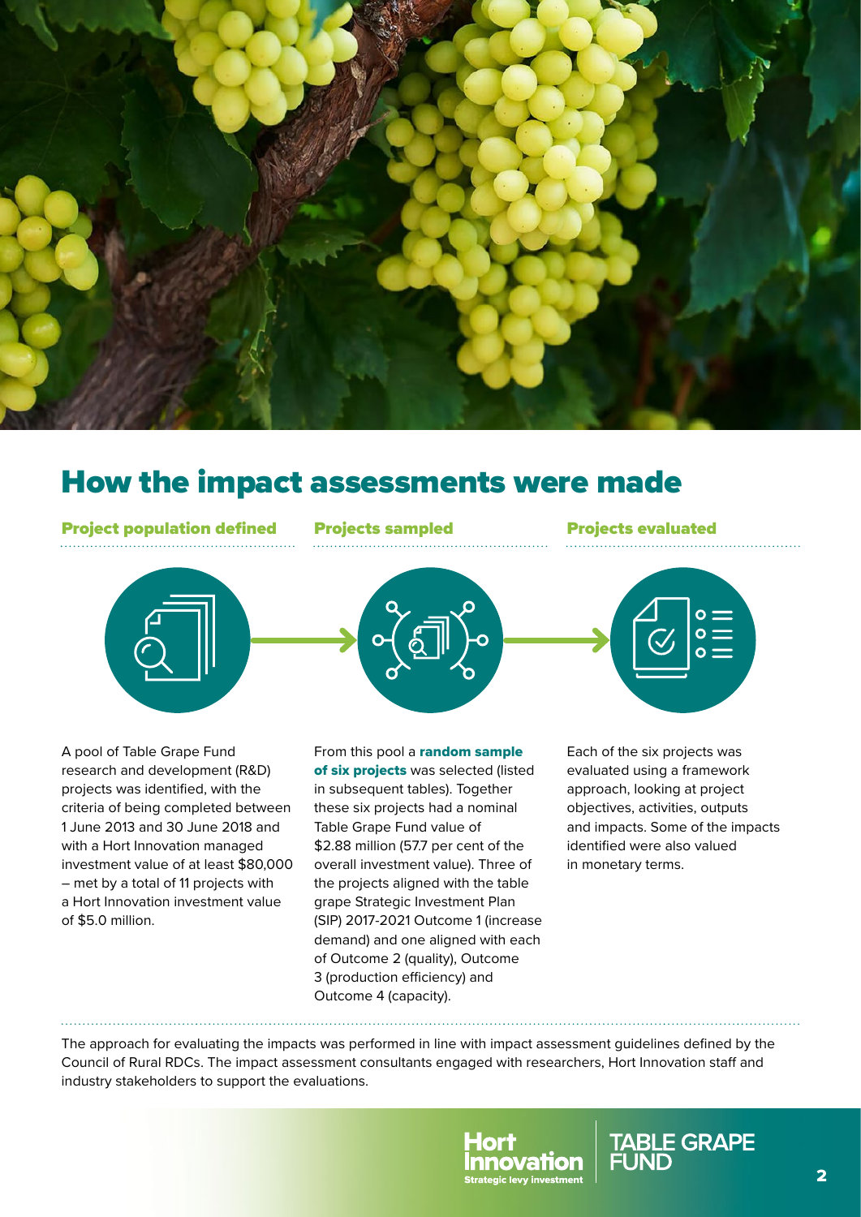# How the impact assessments were made

### Project population defined

A pool of Table Grape Fund research and development (R&D) projects was identified, with the criteria of being completed between 1 June 2013 and 30 June 2018 and with a Hort Innovation managed investment value of at least $80,000 – met by a total of 11 projects with a Hort Innovation investment value of $5.0 million.

### Projects sampled

From this pool a **random sample of six projects** was selected (listed in subsequent tables). Together these six projects had a nominal Table Grape Fund value of $2.88 million (57.7 per cent of the overall investment value). Three of the projects aligned with the table grape Strategic Investment Plan (SIP) 2017-2021 Outcome 1 (increase demand) and one aligned with each of Outcome 2 (quality), Outcome 3 (production efficiency) and Outcome 4 (capacity).

### Projects evaluated

Each of the six projects was evaluated using a framework approach, looking at project objectives, activities, outputs and impacts. Some of the impacts identified were also valued in monetary terms.

The approach for evaluating the impacts was performed in line with impact assessment guidelines defined by the Council of Rural RDCs. The impact assessment consultants engaged with researchers, Hort Innovation staff and industry stakeholders to support the evaluations.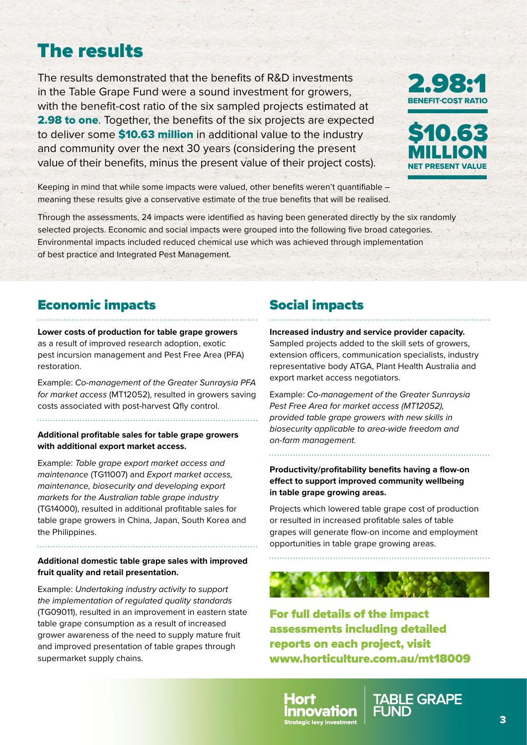# The results

The results demonstrated that the benefits of R&D investments in the Table Grape Fund were a sound investment for growers, with the benefit-cost ratio of the six sampled projects estimated at **2.98 to one**. Together, the benefits of the six projects are expected to deliver some **$10.63 million** in additional value to the industry and community over the next 30 years (considering the present value of their benefits, minus the present value of their project costs).

**2.98:1**
**BENEFIT-COST RATIO**

**$10.63 MILLION**
**NET PRESENT VALUE**

Keeping in mind that while some impacts were valued, other benefits weren't quantifiable – meaning these results give a conservative estimate of the true benefits that will be realised.

Through the assessments, 24 impacts were identified as having been generated directly by the six randomly selected projects. Economic and social impacts were grouped into the following five broad categories. Environmental impacts included reduced chemical use which was achieved through implementation of best practice and Integrated Pest Management.

## Economic impacts

**Lower costs of production for table grape growers** as a result of improved research adoption, exotic pest incursion management and Pest Free Area (PFA) restoration.

Example: *Co-management of the Greater Sunraysia PFA for market access* (MT12052), resulted in growers saving costs associated with post-harvest Qfly control.

**Additional profitable sales for table grape growers with additional export market access.**

Example: *Table grape export market access and maintenance* (TG11007) and *Export market access, maintenance, biosecurity and developing export markets for the Australian table grape industry* (TG14000), resulted in additional profitable sales for table grape growers in China, Japan, South Korea and the Philippines.

**Additional domestic table grape sales with improved fruit quality and retail presentation.**

Example: *Undertaking industry activity to support the implementation of regulated quality standards* (TG09011), resulted in an improvement in eastern state table grape consumption as a result of increased grower awareness of the need to supply mature fruit and improved presentation of table grapes through supermarket supply chains.

## Social impacts

**Increased industry and service provider capacity.** Sampled projects added to the skill sets of growers, extension officers, communication specialists, industry representative body ATGA, Plant Health Australia and export market access negotiators.

Example: *Co-management of the Greater Sunraysia Pest Free Area for market access (MT12052), provided table grape growers with new skills in biosecurity applicable to area-wide freedom and on-farm management.*

**Productivity/profitability benefits having a flow-on effect to support improved community wellbeing in table grape growing areas.**

Projects which lowered table grape cost of production or resulted in increased profitable sales of table grapes will generate flow-on income and employment opportunities in table grape growing areas.

**For full details of the impact assessments including detailed reports on each project, visit www.horticulture.com.au/mt18009**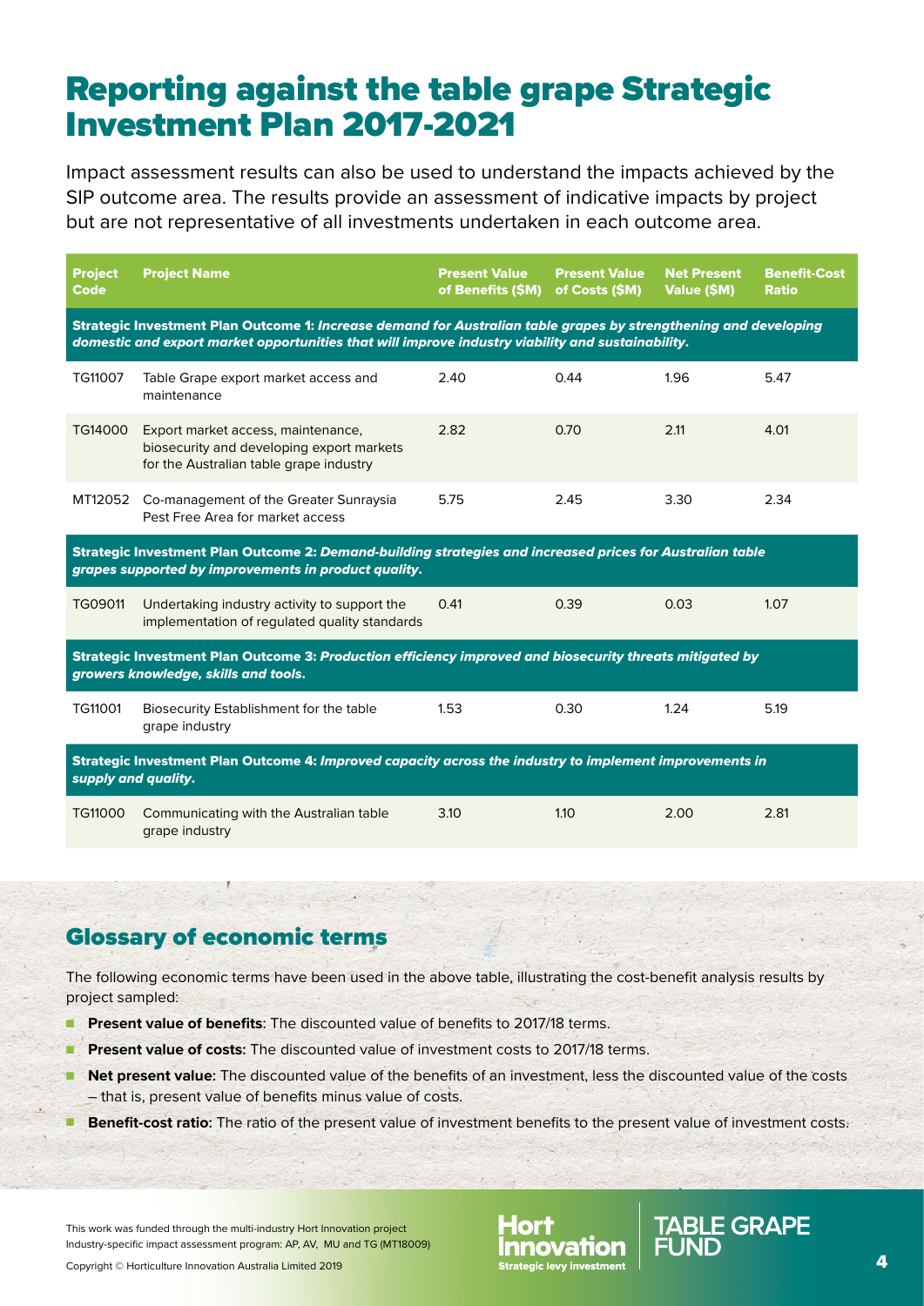# Reporting against the table grape Strategic Investment Plan 2017-2021

Impact assessment results can also be used to understand the impacts achieved by the SIP outcome area. The results provide an assessment of indicative impacts by project but are not representative of all investments undertaken in each outcome area.

| Project Code | Project Name | Present Value of Benefits ($M) | Present Value of Costs ($M) | Net Present Value ($M) | Benefit-Cost Ratio |
|---|---|---|---|---|---|
| **Strategic Investment Plan Outcome 1:** ***Increase demand for Australian table grapes by strengthening and developing domestic and export market opportunities that will improve industry viability and sustainability.*** | | | | | |
| TG11007 | Table Grape export market access and maintenance | 2.40 | 0.44 | 1.96 | 5.47 |
| TG14000 | Export market access, maintenance, biosecurity and developing export markets for the Australian table grape industry | 2.82 | 0.70 | 2.11 | 4.01 |
| MT12052 | Co-management of the Greater Sunraysia Pest Free Area for market access | 5.75 | 2.45 | 3.30 | 2.34 |
| **Strategic Investment Plan Outcome 2:** ***Demand-building strategies and increased prices for Australian table grapes supported by improvements in product quality.*** | | | | | |
| TG09011 | Undertaking industry activity to support the implementation of regulated quality standards | 0.41 | 0.39 | 0.03 | 1.07 |
| **Strategic Investment Plan Outcome 3:** ***Production efficiency improved and biosecurity threats mitigated by growers knowledge, skills and tools.*** | | | | | |
| TG11001 | Biosecurity Establishment for the table grape industry | 1.53 | 0.30 | 1.24 | 5.19 |
| **Strategic Investment Plan Outcome 4:** ***Improved capacity across the industry to implement improvements in supply and quality.*** | | | | | |
| TG11000 | Communicating with the Australian table grape industry | 3.10 | 1.10 | 2.00 | 2.81 |

## Glossary of economic terms

The following economic terms have been used in the above table, illustrating the cost-benefit analysis results by project sampled:

- **Present value of benefits**: The discounted value of benefits to 2017/18 terms.
- **Present value of costs:** The discounted value of investment costs to 2017/18 terms.
- **Net present value**: The discounted value of the benefits of an investment, less the discounted value of the costs – that is, present value of benefits minus value of costs.
- **Benefit-cost ratio:** The ratio of the present value of investment benefits to the present value of investment costs.

This work was funded through the multi-industry Hort Innovation project Industry-specific impact assessment program: AP, AV, MU and TG (MT18009)

Copyright © Horticulture Innovation Australia Limited 2019

Hort Innovation
Strategic levy investment

TABLE GRAPE FUND